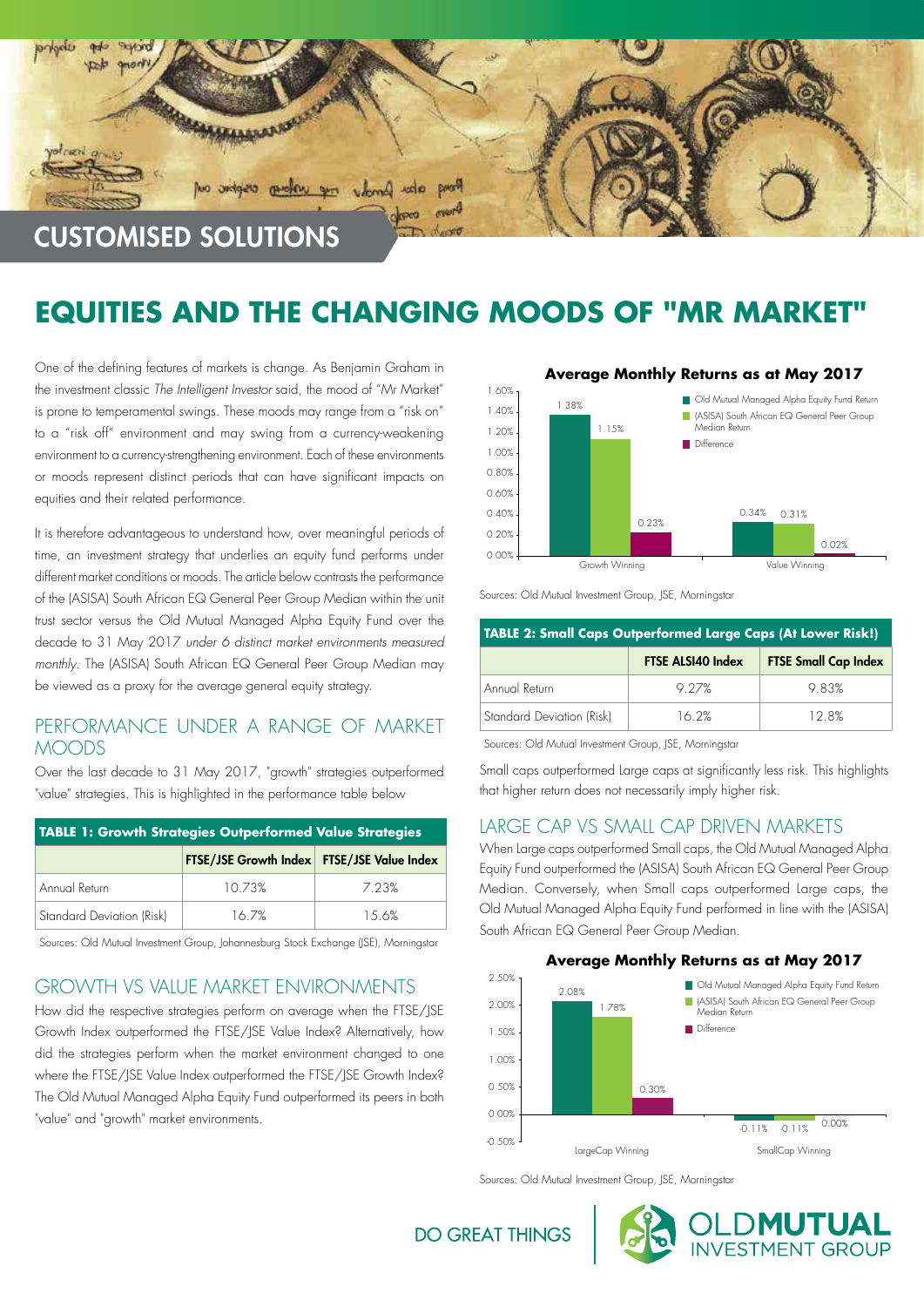CUSTOMISED SOLUTIONS

# EQUITIES AND THE CHANGING MOODS OF "MR MARKET"

One of the defining features of markets is change. As Benjamin Graham in the investment classic *The Intelligent Investor* said, the mood of "Mr Market" is prone to temperamental swings. These moods may range from a "risk on" to a "risk off" environment and may swing from a currency-weakening environment to a currency-strengthening environment. Each of these environments or moods represent distinct periods that can have significant impacts on equities and their related performance.

It is therefore advantageous to understand how, over meaningful periods of time, an investment strategy that underlies an equity fund performs under different market conditions or moods. The article below contrasts the performance of the (ASISA) South African EQ General Peer Group Median within the unit trust sector versus the Old Mutual Managed Alpha Equity Fund over the decade to 31 May 2017 *under 6 distinct market environments measured monthly*. The (ASISA) South African EQ General Peer Group Median may be viewed as a proxy for the average general equity strategy.

## PERFORMANCE UNDER A RANGE OF MARKET MOODS

Over the last decade to 31 May 2017, "growth" strategies outperformed "value" strategies. This is highlighted in the performance table below

**TABLE 1: Growth Strategies Outperformed Value Strategies**

| | FTSE/JSE Growth Index | FTSE/JSE Value Index |
|---|---|---|
| Annual Return | 10.73% | 7.23% |
| Standard Deviation (Risk) | 16.7% | 15.6% |

Sources: Old Mutual Investment Group, Johannesburg Stock Exchange (JSE), Morningstar

## GROWTH VS VALUE MARKET ENVIRONMENTS

How did the respective strategies perform on average when the FTSE/JSE Growth Index outperformed the FTSE/JSE Value Index? Alternatively, how did the strategies perform when the market environment changed to one where the FTSE/JSE Value Index outperformed the FTSE/JSE Growth Index? The Old Mutual Managed Alpha Equity Fund outperformed its peers in both "value" and "growth" market environments.

**Average Monthly Returns as at May 2017**

| | Old Mutual Managed Alpha Equity Fund Return | (ASISA) South African EQ General Peer Group Median Return | Difference |
|---|---|---|---|
| Growth Winning | 1.38% | 1.15% | 0.23% |
| Value Winning | 0.34% | 0.31% | 0.02% |

Sources: Old Mutual Investment Group, JSE, Morningstar

**TABLE 2: Small Caps Outperformed Large Caps (At Lower Risk!)**

| | FTSE ALSI40 Index | FTSE Small Cap Index |
|---|---|---|
| Annual Return | 9.27% | 9.83% |
| Standard Deviation (Risk) | 16.2% | 12.8% |

Sources: Old Mutual Investment Group, JSE, Morningstar

Small caps outperformed Large caps at significantly less risk. This highlights that higher return does not necessarily imply higher risk.

## LARGE CAP VS SMALL CAP DRIVEN MARKETS

When Large caps outperformed Small caps, the Old Mutual Managed Alpha Equity Fund outperformed the (ASISA) South African EQ General Peer Group Median. Conversely, when Small caps outperformed Large caps, the Old Mutual Managed Alpha Equity Fund performed in line with the (ASISA) South African EQ General Peer Group Median.

**Average Monthly Returns as at May 2017**

| | Old Mutual Managed Alpha Equity Fund Return | (ASISA) South African EQ General Peer Group Median Return | Difference |
|---|---|---|---|
| LargeCap Winning | 2.08% | 1.78% | 0.30% |
| SmallCap Winning | -0.11% | -0.11% | 0.00% |

Sources: Old Mutual Investment Group, JSE, Morningstar

DO GREAT THINGS

OLDMUTUAL INVESTMENT GROUP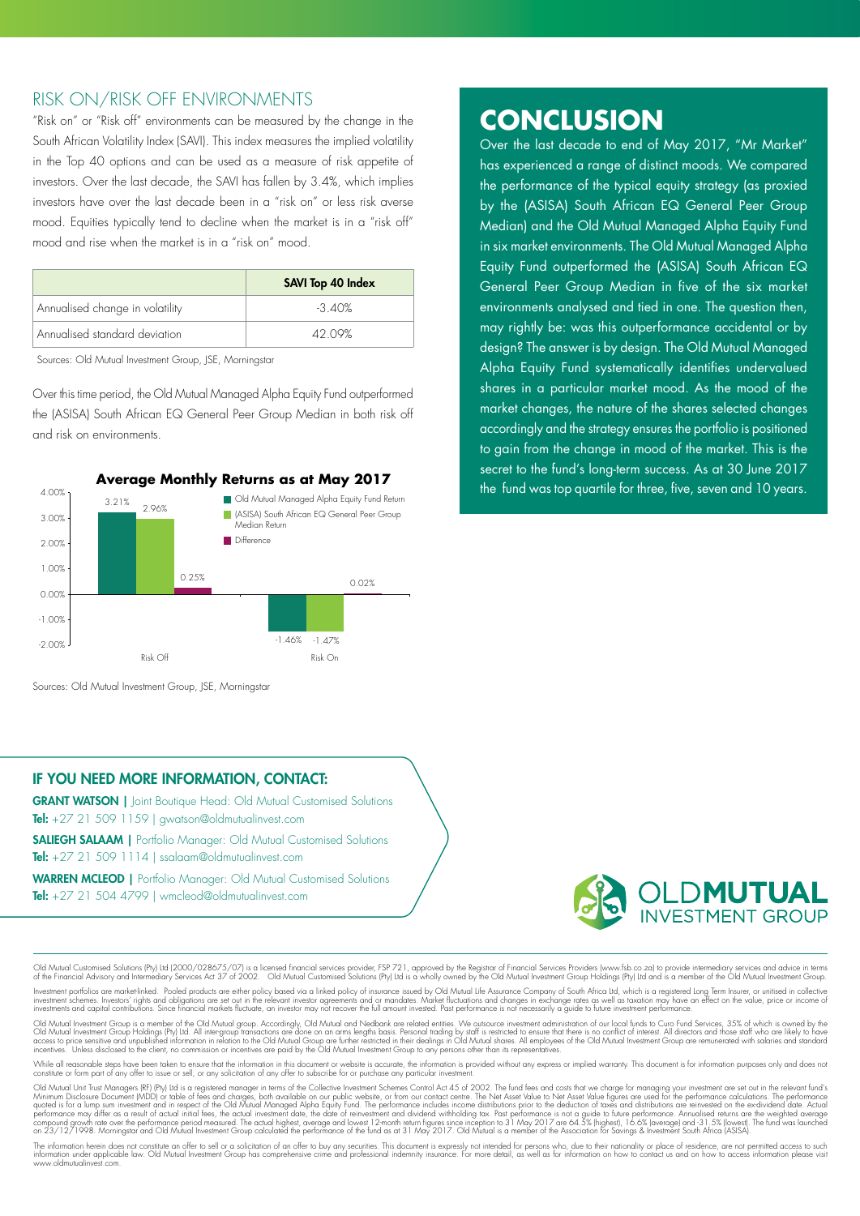## RISK ON/RISK OFF ENVIRONMENTS

"Risk on" or "Risk off" environments can be measured by the change in the South African Volatility Index (SAVI). This index measures the implied volatility in the Top 40 options and can be used as a measure of risk appetite of investors. Over the last decade, the SAVI has fallen by 3.4%, which implies investors have over the last decade been in a "risk on" or less risk averse mood. Equities typically tend to decline when the market is in a "risk off" mood and rise when the market is in a "risk on" mood.

| | SAVI Top 40 Index |
|---|---|
| Annualised change in volatility | -3.40% |
| Annualised standard deviation | 42.09% |

Sources: Old Mutual Investment Group, JSE, Morningstar

Over this time period, the Old Mutual Managed Alpha Equity Fund outperformed the (ASISA) South African EQ General Peer Group Median in both risk off and risk on environments.

**Average Monthly Returns as at May 2017**

Old Mutual Managed Alpha Equity Fund Return
(ASISA) South African EQ General Peer Group Median Return
Difference

4.00%
3.00%
2.00%
1.00%
0.00%
-1.00%
-2.00%

3.21%
2.96%
0.25%
0.02%
-1.46%
-1.47%

Risk Off
Risk On

Sources: Old Mutual Investment Group, JSE, Morningstar

# CONCLUSION

Over the last decade to end of May 2017, "Mr Market" has experienced a range of distinct moods. We compared the performance of the typical equity strategy (as proxied by the (ASISA) South African EQ General Peer Group Median) and the Old Mutual Managed Alpha Equity Fund in six market environments. The Old Mutual Managed Alpha Equity Fund outperformed the (ASISA) South African EQ General Peer Group Median in five of the six market environments analysed and tied in one. The question then, may rightly be: was this outperformance accidental or by design? The answer is by design. The Old Mutual Managed Alpha Equity Fund systematically identifies undervalued shares in a particular market mood. As the mood of the market changes, the nature of the shares selected changes accordingly and the strategy ensures the portfolio is positioned to gain from the change in mood of the market. This is the secret to the fund's long-term success. As at 30 June 2017 the fund was top quartile for three, five, seven and 10 years.

### IF YOU NEED MORE INFORMATION, CONTACT:

**GRANT WATSON |** Joint Boutique Head: Old Mutual Customised Solutions
**Tel:** +27 21 509 1159 | gwatson@oldmutualinvest.com

**SALIEGH SALAAM |** Portfolio Manager: Old Mutual Customised Solutions
**Tel:** +27 21 509 1114 | ssalaam@oldmutualinvest.com

**WARREN MCLEOD |** Portfolio Manager: Old Mutual Customised Solutions
**Tel:** +27 21 504 4799 | wmcleod@oldmutualinvest.com

OLDMUTUAL INVESTMENT GROUP

Old Mutual Customised Solutions (Pty) Ltd (2000/028675/07) is a licensed financial services provider, FSP 721, approved by the Registrar of Financial Services Providers (www.fsb.co.za) to provide intermediary services and advice in terms of the Financial Advisory and Intermediary Services Act 37 of 2002. Old Mutual Customised Solutions (Pty) Ltd is a wholly owned by the Old Mutual Investment Group Holdings (Pty) Ltd and is a member of the Old Mutual Investment Group.

Investment portfolios are market-linked. Pooled products are either policy based via a linked policy of insurance issued by Old Mutual Life Assurance Company of South Africa Ltd, which is a registered Long Term Insurer, or unitised in collective investment schemes. Investors' rights and obligations are set out in the relevant investor agreements and or mandates. Market fluctuations and changes in exchange rates as well as taxation may have an effect on the value, price or income of investments and capital contributions. Since financial markets fluctuate, an investor may not recover the full amount invested. Past performance is not necessarily a guide to future investment performance.

Old Mutual Investment Group is a member of the Old Mutual group. Accordingly, Old Mutual and Nedbank are related entities. We outsource investment administration of our local funds to Curo Fund Services, 35% of which is owned by the Old Mutual Investment Group Holdings (Pty) Ltd. All intergroup transactions are done on an arms lengths basis. Personal trading by staff is restricted to ensure that there is no conflict of interest. All directors and those staff who are likely to have access to price sensitive and unpublished information in relation to the Old Mutual Group are further restricted in their dealings in Old Mutual shares. All employees of the Old Mutual Investment Group are remunerated with salaries and standard incentives. Unless disclosed to the client, no commission or incentives are paid by the Old Mutual Investment Group to any persons other than its representatives.

While all reasonable steps have been taken to ensure that the information in this document or website is accurate, the information is provided without any express or implied warranty. This document is for information purposes only and does not constitute or form part of any offer to issue or sell, or any solicitation of any offer to subscribe for or purchase any particular investment.

Old Mutual Unit Trust Managers (RF) (Pty) Ltd is a registered manager in terms of the Collective Investment Schemes Control Act 45 of 2002. The fund fees and costs that we charge for managing your investment are set out in the relevant fund's Minimum Disclosure Document (MDD) or table of fees and charges, both available on our public website, or from our contact centre. The Net Asset Value to Net Asset Value figures are used for the performance calculations. The performance quoted is for a lump sum investment and in respect of the Old Mutual Managed Alpha Equity Fund. The performance includes income distributions prior to the deduction of taxes and distributions are reinvested on the ex-dividend date. Actual performance may differ as a result of actual initial fees, the actual investment date, the date of reinvestment and dividend withholding tax. Past performance is not a guide to future performance. Annualised returns are the weighted average compound growth rate over the performance period measured. The actual highest, average and lowest 12-month return figures since inception to 31 May 2017 are 64.5% (highest), 16.6% (average) and -31.5% (lowest). The fund was launched on 23/12/1998. Morningstar and Old Mutual Investment Group calculated the performance of the fund as at 31 May 2017. Old Mutual is a member of the Association for Savings & Investment South Africa (ASISA).

The information herein does not constitute an offer to sell or a solicitation of an offer to buy any securities. This document is expressly not intended for persons who, due to their nationality or place of residence, are not permitted access to such information under applicable law. Old Mutual Investment Group has comprehensive crime and professional indemnity insurance. For more detail, as well as for information on how to contact us and on how to access information please visit www.oldmutualinvest.com.